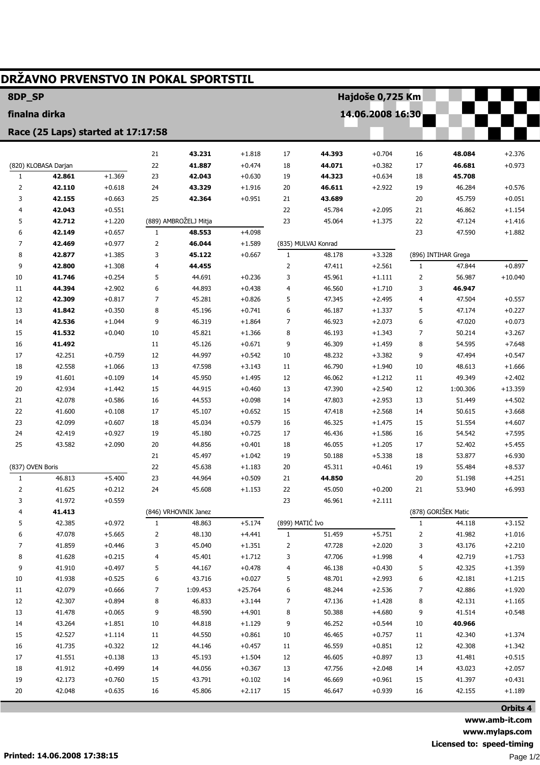# DRŽAVNO PRVENSTVO IN POKAL SPORTSTIL

**8DP_SP** — **Hajdoše 0,725 Km**

**finalna dirka** — **14.06.2008 16:30**

**Race (25 Laps) started at 17:17:58**

### (820) KLOBASA Darjan

| Lap | Time | Diff |
|---|---|---|
| 1 | **42.861** | +1.369 |
| 2 | **42.110** | +0.618 |
| 3 | **42.155** | +0.663 |
| 4 | **42.043** | +0.551 |
| 5 | **42.712** | +1.220 |
| 6 | **42.149** | +0.657 |
| 7 | **42.469** | +0.977 |
| 8 | **42.877** | +1.385 |
| 9 | **42.800** | +1.308 |
| 10 | **41.746** | +0.254 |
| 11 | **44.394** | +2.902 |
| 12 | **42.309** | +0.817 |
| 13 | **41.842** | +0.350 |
| 14 | **42.536** | +1.044 |
| 15 | **41.532** | +0.040 |
| 16 | **41.492** | |
| 17 | 42.251 | +0.759 |
| 18 | 42.558 | +1.066 |
| 19 | 41.601 | +0.109 |
| 20 | 42.934 | +1.442 |
| 21 | 42.078 | +0.586 |
| 22 | 41.600 | +0.108 |
| 23 | 42.099 | +0.607 |
| 24 | 42.419 | +0.927 |
| 25 | 43.582 | +2.090 |

### (837) OVEN Boris

| Lap | Time | Diff |
|---|---|---|
| 1 | 46.813 | +5.400 |
| 2 | 41.625 | +0.212 |
| 3 | 41.972 | +0.559 |
| 4 | **41.413** | |
| 5 | 42.385 | +0.972 |
| 6 | 47.078 | +5.665 |
| 7 | 41.859 | +0.446 |
| 8 | 41.628 | +0.215 |
| 9 | 41.910 | +0.497 |
| 10 | 41.938 | +0.525 |
| 11 | 42.079 | +0.666 |
| 12 | 42.307 | +0.894 |
| 13 | 41.478 | +0.065 |
| 14 | 43.264 | +1.851 |
| 15 | 42.527 | +1.114 |
| 16 | 41.735 | +0.322 |
| 17 | 41.551 | +0.138 |
| 18 | 41.912 | +0.499 |
| 19 | 42.173 | +0.760 |
| 20 | 42.048 | +0.635 |
| 21 | **43.231** | +1.818 |
| 22 | **41.887** | +0.474 |
| 23 | **42.043** | +0.630 |
| 24 | **43.329** | +1.916 |
| 25 | **42.364** | +0.951 |

### (889) AMBROŽELJ Mitja

| Lap | Time | Diff |
|---|---|---|
| 1 | **48.553** | +4.098 |
| 2 | **46.044** | +1.589 |
| 3 | **45.122** | +0.667 |
| 4 | **44.455** | |
| 5 | 44.691 | +0.236 |
| 6 | 44.893 | +0.438 |
| 7 | 45.281 | +0.826 |
| 8 | 45.196 | +0.741 |
| 9 | 46.319 | +1.864 |
| 10 | 45.821 | +1.366 |
| 11 | 45.126 | +0.671 |
| 12 | 44.997 | +0.542 |
| 13 | 47.598 | +3.143 |
| 14 | 45.950 | +1.495 |
| 15 | 44.915 | +0.460 |
| 16 | 44.553 | +0.098 |
| 17 | 45.107 | +0.652 |
| 18 | 45.034 | +0.579 |
| 19 | 45.180 | +0.725 |
| 20 | 44.856 | +0.401 |
| 21 | 45.497 | +1.042 |
| 22 | 45.638 | +1.183 |
| 23 | 44.964 | +0.509 |
| 24 | 45.608 | +1.153 |

### (846) VRHOVNIK Janez

| Lap | Time | Diff |
|---|---|---|
| 1 | 48.863 | +5.174 |
| 2 | 48.130 | +4.441 |
| 3 | 45.040 | +1.351 |
| 4 | 45.401 | +1.712 |
| 5 | 44.167 | +0.478 |
| 6 | 43.716 | +0.027 |
| 7 | 1:09.453 | +25.764 |
| 8 | 46.833 | +3.144 |
| 9 | 48.590 | +4.901 |
| 10 | 44.818 | +1.129 |
| 11 | 44.550 | +0.861 |
| 12 | 44.146 | +0.457 |
| 13 | 45.193 | +1.504 |
| 14 | 44.056 | +0.367 |
| 15 | 43.791 | +0.102 |
| 16 | 45.806 | +2.117 |
| 17 | **44.393** | +0.704 |
| 18 | **44.071** | +0.382 |
| 19 | **44.323** | +0.634 |
| 20 | **46.611** | +2.922 |
| 21 | **43.689** | |
| 22 | 45.784 | +2.095 |
| 23 | 45.064 | +1.375 |

### (835) MULVAJ Konrad

| Lap | Time | Diff |
|---|---|---|
| 1 | 48.178 | +3.328 |
| 2 | 47.411 | +2.561 |
| 3 | 45.961 | +1.111 |
| 4 | 46.560 | +1.710 |
| 5 | 47.345 | +2.495 |
| 6 | 46.187 | +1.337 |
| 7 | 46.923 | +2.073 |
| 8 | 46.193 | +1.343 |
| 9 | 46.309 | +1.459 |
| 10 | 48.232 | +3.382 |
| 11 | 46.790 | +1.940 |
| 12 | 46.062 | +1.212 |
| 13 | 47.390 | +2.540 |
| 14 | 47.803 | +2.953 |
| 15 | 47.418 | +2.568 |
| 16 | 46.325 | +1.475 |
| 17 | 46.436 | +1.586 |
| 18 | 46.055 | +1.205 |
| 19 | 50.188 | +5.338 |
| 20 | 45.311 | +0.461 |
| 21 | **44.850** | |
| 22 | 45.050 | +0.200 |
| 23 | 46.961 | +2.111 |

### (899) MATIĆ Ivo

| Lap | Time | Diff |
|---|---|---|
| 1 | 51.459 | +5.751 |
| 2 | 47.728 | +2.020 |
| 3 | 47.706 | +1.998 |
| 4 | 46.138 | +0.430 |
| 5 | 48.701 | +2.993 |
| 6 | 48.244 | +2.536 |
| 7 | 47.136 | +1.428 |
| 8 | 50.388 | +4.680 |
| 9 | 46.252 | +0.544 |
| 10 | 46.465 | +0.757 |
| 11 | 46.559 | +0.851 |
| 12 | 46.605 | +0.897 |
| 13 | 47.756 | +2.048 |
| 14 | 46.669 | +0.961 |
| 15 | 46.647 | +0.939 |
| 16 | **48.084** | +2.376 |
| 17 | **46.681** | +0.973 |
| 18 | **45.708** | |
| 19 | 46.284 | +0.576 |
| 20 | 45.759 | +0.051 |
| 21 | 46.862 | +1.154 |
| 22 | 47.124 | +1.416 |
| 23 | 47.590 | +1.882 |

### (896) INTIHAR Grega

| Lap | Time | Diff |
|---|---|---|
| 1 | 47.844 | +0.897 |
| 2 | 56.987 | +10.040 |
| 3 | **46.947** | |
| 4 | 47.504 | +0.557 |
| 5 | 47.174 | +0.227 |
| 6 | 47.020 | +0.073 |
| 7 | 50.214 | +3.267 |
| 8 | 54.595 | +7.648 |
| 9 | 47.494 | +0.547 |
| 10 | 48.613 | +1.666 |
| 11 | 49.349 | +2.402 |
| 12 | 1:00.306 | +13.359 |
| 13 | 51.449 | +4.502 |
| 14 | 50.615 | +3.668 |
| 15 | 51.554 | +4.607 |
| 16 | 54.542 | +7.595 |
| 17 | 52.402 | +5.455 |
| 18 | 53.877 | +6.930 |
| 19 | 55.484 | +8.537 |
| 20 | 51.198 | +4.251 |
| 21 | 53.940 | +6.993 |

### (878) GORIŠEK Matic

| Lap | Time | Diff |
|---|---|---|
| 1 | 44.118 | +3.152 |
| 2 | 41.982 | +1.016 |
| 3 | 43.176 | +2.210 |
| 4 | 42.719 | +1.753 |
| 5 | 42.325 | +1.359 |
| 6 | 42.181 | +1.215 |
| 7 | 42.886 | +1.920 |
| 8 | 42.131 | +1.165 |
| 9 | 41.514 | +0.548 |
| 10 | **40.966** | |
| 11 | 42.340 | +1.374 |
| 12 | 42.308 | +1.342 |
| 13 | 41.481 | +0.515 |
| 14 | 43.023 | +2.057 |
| 15 | 41.397 | +0.431 |
| 16 | 42.155 | +1.189 |

**Orbits 4**
**www.amb-it.com**
**www.mylaps.com**
**Licensed to: speed-timing**

**Printed: 14.06.2008 17:38:15**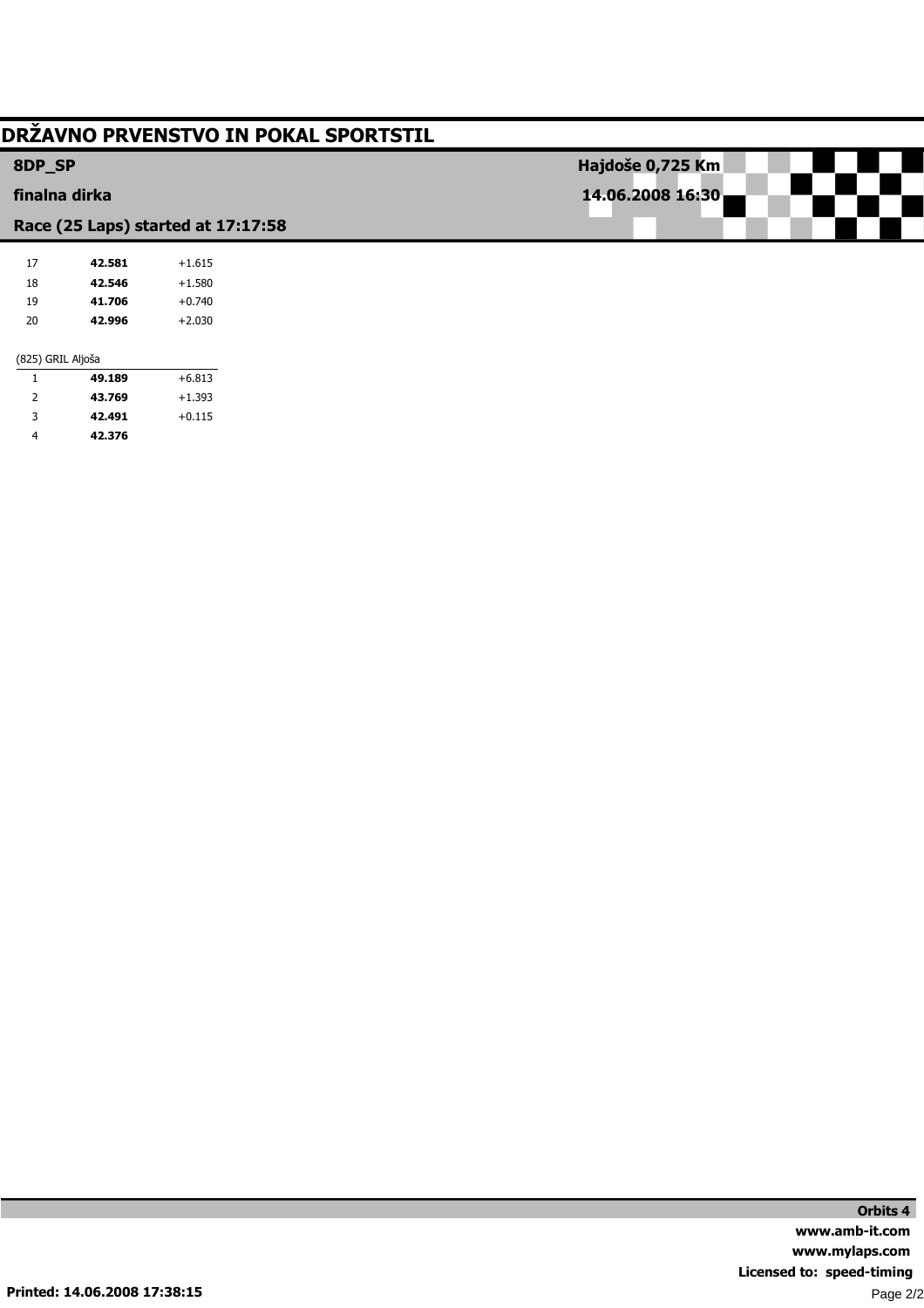# DRŽAVNO PRVENSTVO IN POKAL SPORTSTIL

**8DP_SP** **Hajdoše 0,725 Km**

**finalna dirka** **14.06.2008 16:30**

**Race (25 Laps) started at 17:17:58**

| | | |
|---|---|---|
| 17 | **42.581** | +1.615 |
| 18 | **42.546** | +1.580 |
| 19 | **41.706** | +0.740 |
| 20 | **42.996** | +2.030 |

(825) GRIL Aljoša

| | | |
|---|---|---|
| 1 | **49.189** | +6.813 |
| 2 | **43.769** | +1.393 |
| 3 | **42.491** | +0.115 |
| 4 | **42.376** | |

**Orbits 4**
**www.amb-it.com**
**www.mylaps.com**
**Licensed to: speed-timing**

**Printed: 14.06.2008 17:38:15**